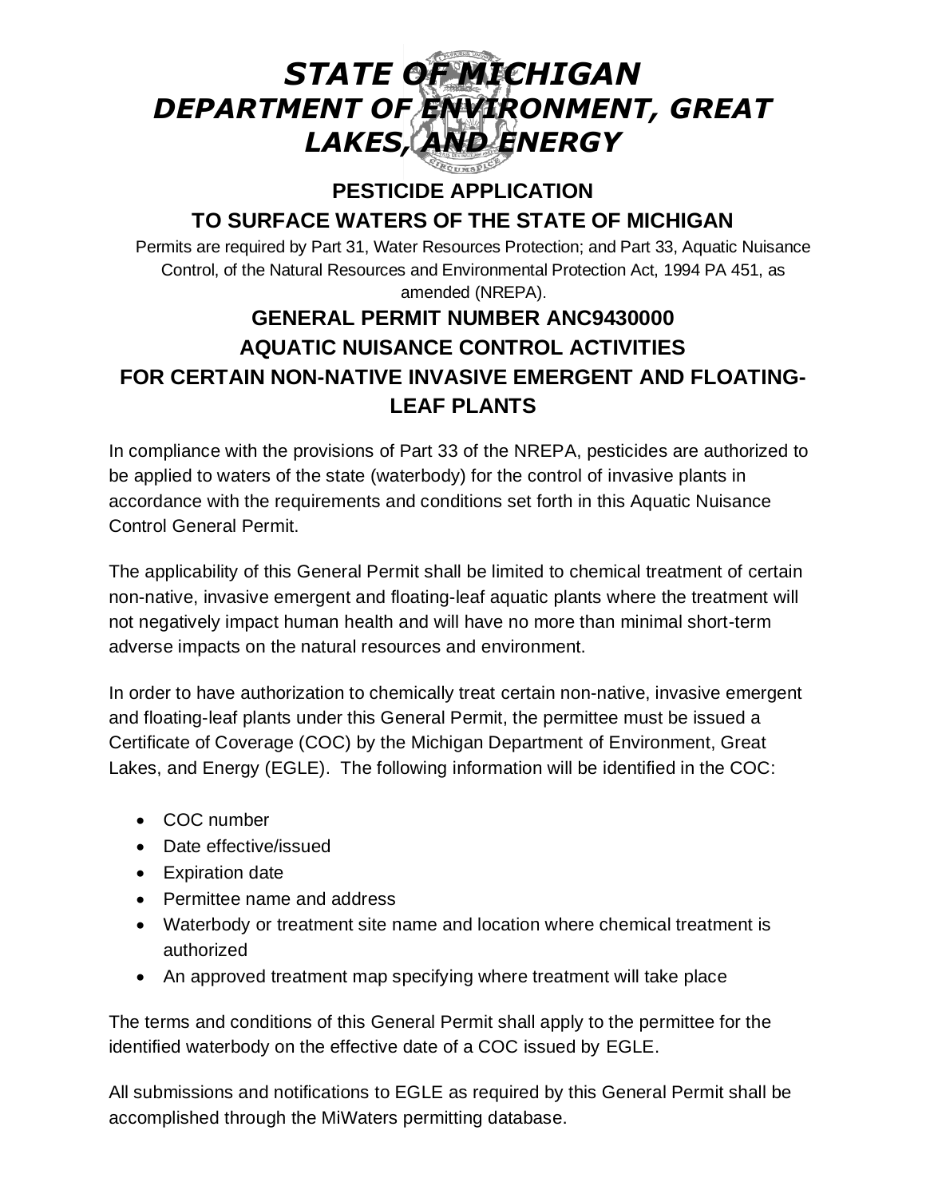# *STATE OF MICHIGAN*
# *DEPARTMENT OF ENVIRONMENT, GREAT LAKES, AND ENERGY*

## PESTICIDE APPLICATION
## TO SURFACE WATERS OF THE STATE OF MICHIGAN

Permits are required by Part 31, Water Resources Protection; and Part 33, Aquatic Nuisance Control, of the Natural Resources and Environmental Protection Act, 1994 PA 451, as amended (NREPA).

## GENERAL PERMIT NUMBER ANC9430000
## AQUATIC NUISANCE CONTROL ACTIVITIES
## FOR CERTAIN NON-NATIVE INVASIVE EMERGENT AND FLOATING-LEAF PLANTS

In compliance with the provisions of Part 33 of the NREPA, pesticides are authorized to be applied to waters of the state (waterbody) for the control of invasive plants in accordance with the requirements and conditions set forth in this Aquatic Nuisance Control General Permit.

The applicability of this General Permit shall be limited to chemical treatment of certain non-native, invasive emergent and floating-leaf aquatic plants where the treatment will not negatively impact human health and will have no more than minimal short-term adverse impacts on the natural resources and environment.

In order to have authorization to chemically treat certain non-native, invasive emergent and floating-leaf plants under this General Permit, the permittee must be issued a Certificate of Coverage (COC) by the Michigan Department of Environment, Great Lakes, and Energy (EGLE). The following information will be identified in the COC:

- COC number
- Date effective/issued
- Expiration date
- Permittee name and address
- Waterbody or treatment site name and location where chemical treatment is authorized
- An approved treatment map specifying where treatment will take place

The terms and conditions of this General Permit shall apply to the permittee for the identified waterbody on the effective date of a COC issued by EGLE.

All submissions and notifications to EGLE as required by this General Permit shall be accomplished through the MiWaters permitting database.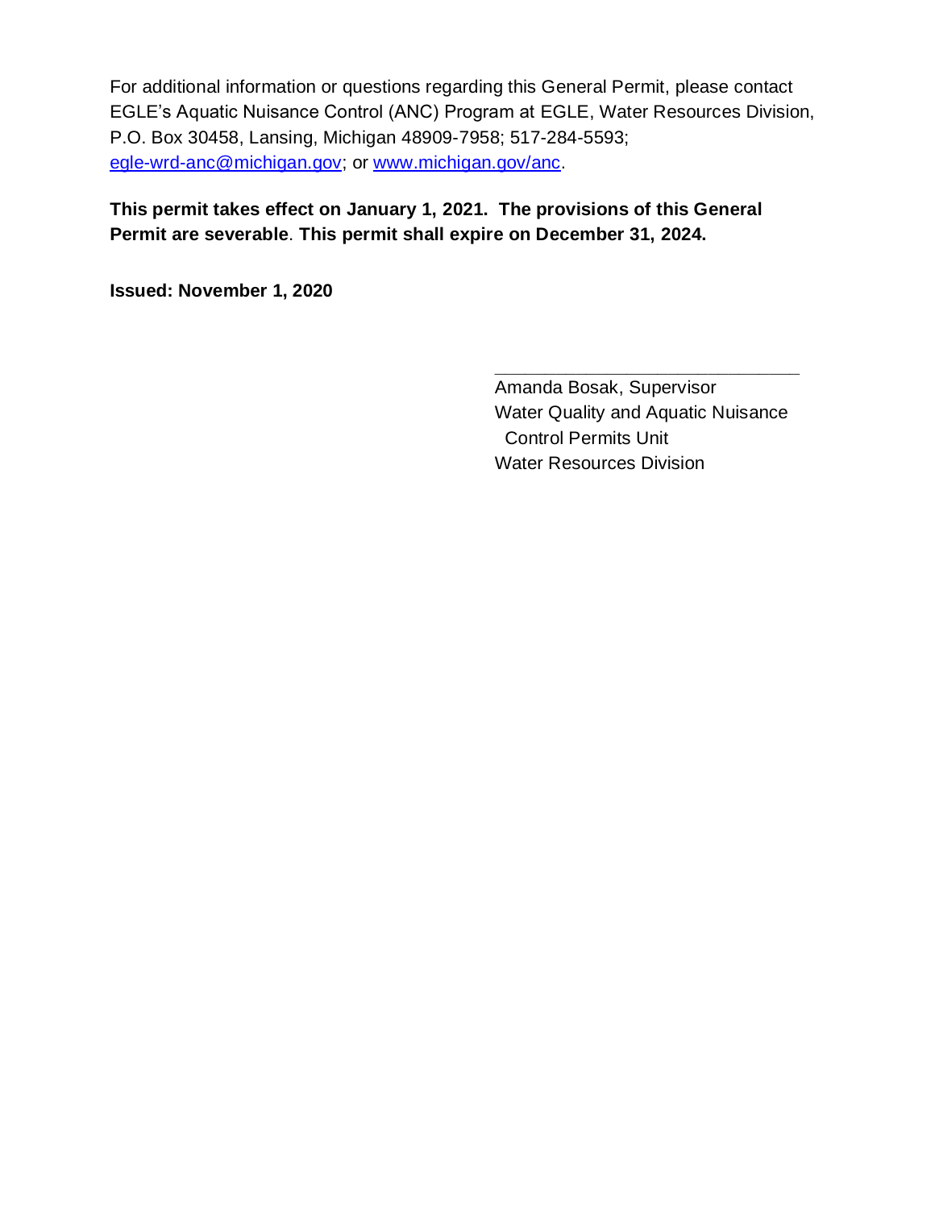For additional information or questions regarding this General Permit, please contact EGLE's Aquatic Nuisance Control (ANC) Program at EGLE, Water Resources Division, P.O. Box 30458, Lansing, Michigan 48909-7958; 517-284-5593; [egle-wrd-anc@michigan.gov](mailto:egle-wrd-anc@michigan.gov); or [www.michigan.gov/anc](http://www.michigan.gov/anc).

**This permit takes effect on January 1, 2021. The provisions of this General Permit are severable**. **This permit shall expire on December 31, 2024.**

**Issued: November 1, 2020**

\_\_\_\_\_\_\_\_\_\_\_\_\_\_\_\_\_\_\_\_\_\_\_\_\_\_\_\_\_\_\_\_

Amanda Bosak, Supervisor
Water Quality and Aquatic Nuisance
Control Permits Unit
Water Resources Division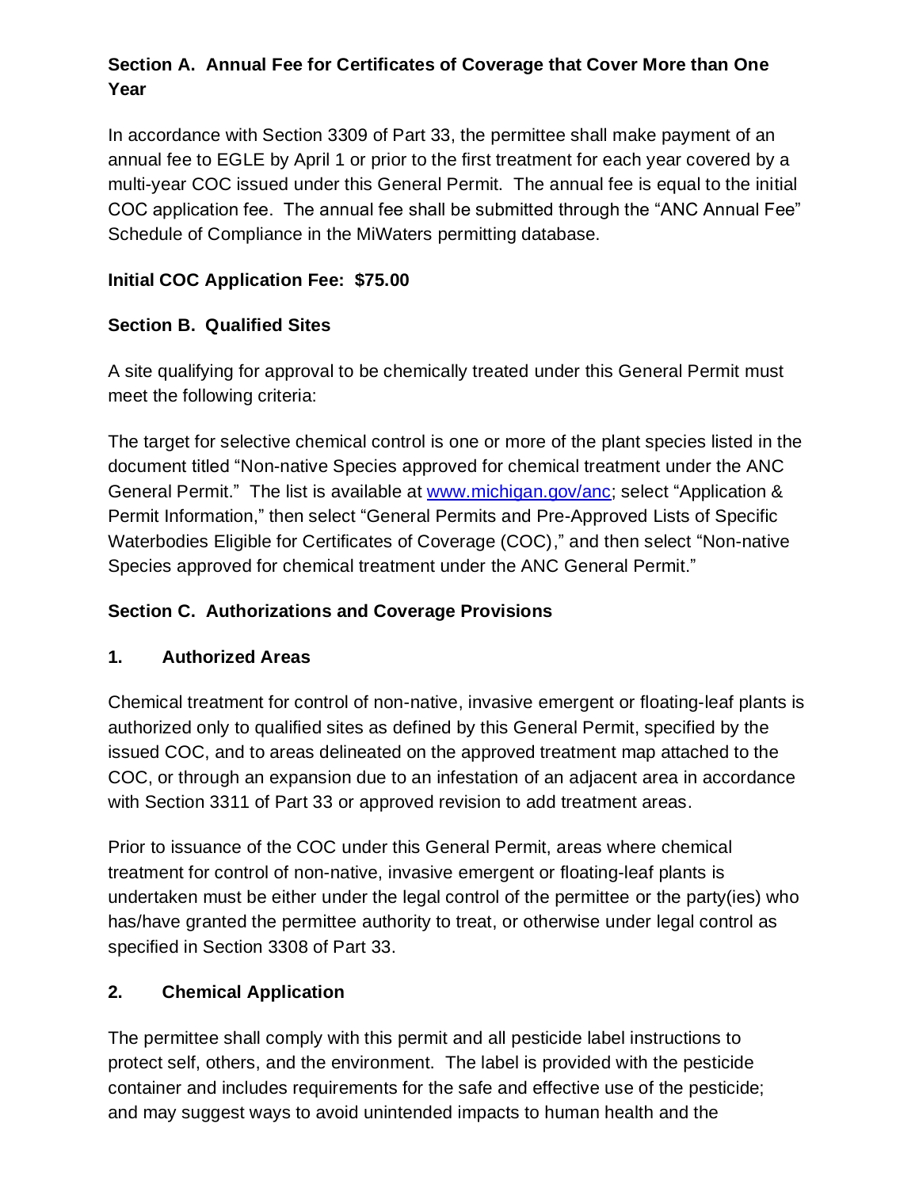## Section A. Annual Fee for Certificates of Coverage that Cover More than One Year

In accordance with Section 3309 of Part 33, the permittee shall make payment of an annual fee to EGLE by April 1 or prior to the first treatment for each year covered by a multi-year COC issued under this General Permit. The annual fee is equal to the initial COC application fee. The annual fee shall be submitted through the "ANC Annual Fee" Schedule of Compliance in the MiWaters permitting database.

**Initial COC Application Fee: $75.00**

## Section B. Qualified Sites

A site qualifying for approval to be chemically treated under this General Permit must meet the following criteria:

The target for selective chemical control is one or more of the plant species listed in the document titled "Non-native Species approved for chemical treatment under the ANC General Permit." The list is available at [www.michigan.gov/anc](http://www.michigan.gov/anc); select "Application & Permit Information," then select "General Permits and Pre-Approved Lists of Specific Waterbodies Eligible for Certificates of Coverage (COC)," and then select "Non-native Species approved for chemical treatment under the ANC General Permit."

## Section C. Authorizations and Coverage Provisions

### 1. Authorized Areas

Chemical treatment for control of non-native, invasive emergent or floating-leaf plants is authorized only to qualified sites as defined by this General Permit, specified by the issued COC, and to areas delineated on the approved treatment map attached to the COC, or through an expansion due to an infestation of an adjacent area in accordance with Section 3311 of Part 33 or approved revision to add treatment areas.

Prior to issuance of the COC under this General Permit, areas where chemical treatment for control of non-native, invasive emergent or floating-leaf plants is undertaken must be either under the legal control of the permittee or the party(ies) who has/have granted the permittee authority to treat, or otherwise under legal control as specified in Section 3308 of Part 33.

### 2. Chemical Application

The permittee shall comply with this permit and all pesticide label instructions to protect self, others, and the environment. The label is provided with the pesticide container and includes requirements for the safe and effective use of the pesticide; and may suggest ways to avoid unintended impacts to human health and the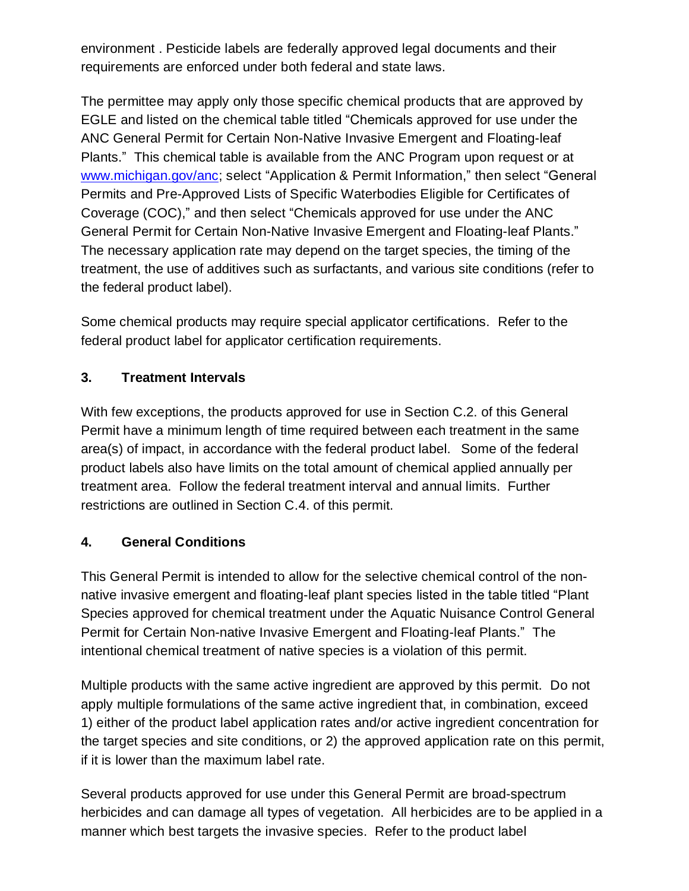environment . Pesticide labels are federally approved legal documents and their requirements are enforced under both federal and state laws.

The permittee may apply only those specific chemical products that are approved by EGLE and listed on the chemical table titled “Chemicals approved for use under the ANC General Permit for Certain Non-Native Invasive Emergent and Floating-leaf Plants.” This chemical table is available from the ANC Program upon request or at www.michigan.gov/anc; select “Application & Permit Information,” then select “General Permits and Pre-Approved Lists of Specific Waterbodies Eligible for Certificates of Coverage (COC),” and then select “Chemicals approved for use under the ANC General Permit for Certain Non-Native Invasive Emergent and Floating-leaf Plants.” The necessary application rate may depend on the target species, the timing of the treatment, the use of additives such as surfactants, and various site conditions (refer to the federal product label).

Some chemical products may require special applicator certifications. Refer to the federal product label for applicator certification requirements.

### 3. Treatment Intervals

With few exceptions, the products approved for use in Section C.2. of this General Permit have a minimum length of time required between each treatment in the same area(s) of impact, in accordance with the federal product label. Some of the federal product labels also have limits on the total amount of chemical applied annually per treatment area. Follow the federal treatment interval and annual limits. Further restrictions are outlined in Section C.4. of this permit.

### 4. General Conditions

This General Permit is intended to allow for the selective chemical control of the non-native invasive emergent and floating-leaf plant species listed in the table titled “Plant Species approved for chemical treatment under the Aquatic Nuisance Control General Permit for Certain Non-native Invasive Emergent and Floating-leaf Plants.” The intentional chemical treatment of native species is a violation of this permit.

Multiple products with the same active ingredient are approved by this permit. Do not apply multiple formulations of the same active ingredient that, in combination, exceed 1) either of the product label application rates and/or active ingredient concentration for the target species and site conditions, or 2) the approved application rate on this permit, if it is lower than the maximum label rate.

Several products approved for use under this General Permit are broad-spectrum herbicides and can damage all types of vegetation. All herbicides are to be applied in a manner which best targets the invasive species. Refer to the product label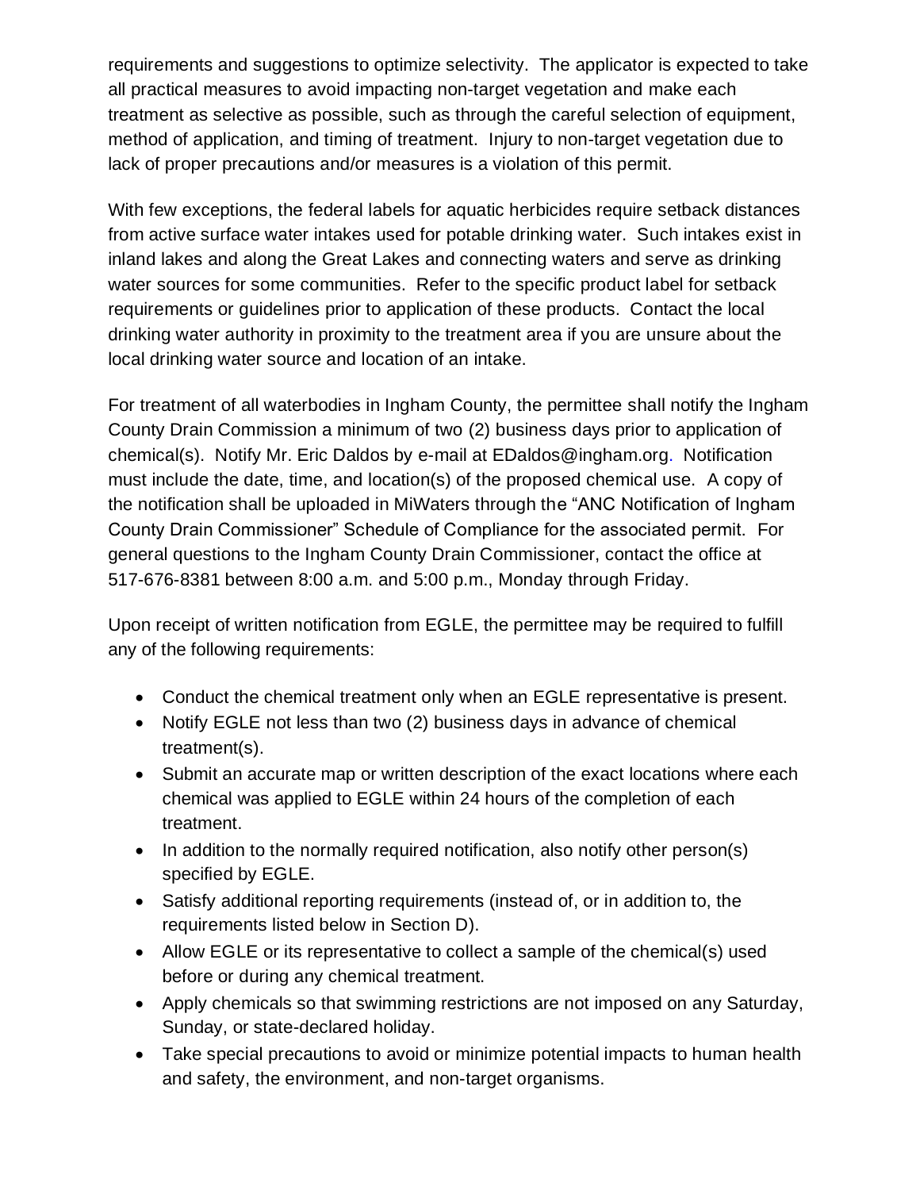requirements and suggestions to optimize selectivity. The applicator is expected to take all practical measures to avoid impacting non-target vegetation and make each treatment as selective as possible, such as through the careful selection of equipment, method of application, and timing of treatment. Injury to non-target vegetation due to lack of proper precautions and/or measures is a violation of this permit.

With few exceptions, the federal labels for aquatic herbicides require setback distances from active surface water intakes used for potable drinking water. Such intakes exist in inland lakes and along the Great Lakes and connecting waters and serve as drinking water sources for some communities. Refer to the specific product label for setback requirements or guidelines prior to application of these products. Contact the local drinking water authority in proximity to the treatment area if you are unsure about the local drinking water source and location of an intake.

For treatment of all waterbodies in Ingham County, the permittee shall notify the Ingham County Drain Commission a minimum of two (2) business days prior to application of chemical(s). Notify Mr. Eric Daldos by e-mail at EDaldos@ingham.org. Notification must include the date, time, and location(s) of the proposed chemical use. A copy of the notification shall be uploaded in MiWaters through the "ANC Notification of Ingham County Drain Commissioner" Schedule of Compliance for the associated permit. For general questions to the Ingham County Drain Commissioner, contact the office at 517-676-8381 between 8:00 a.m. and 5:00 p.m., Monday through Friday.

Upon receipt of written notification from EGLE, the permittee may be required to fulfill any of the following requirements:

- Conduct the chemical treatment only when an EGLE representative is present.
- Notify EGLE not less than two (2) business days in advance of chemical treatment(s).
- Submit an accurate map or written description of the exact locations where each chemical was applied to EGLE within 24 hours of the completion of each treatment.
- In addition to the normally required notification, also notify other person(s) specified by EGLE.
- Satisfy additional reporting requirements (instead of, or in addition to, the requirements listed below in Section D).
- Allow EGLE or its representative to collect a sample of the chemical(s) used before or during any chemical treatment.
- Apply chemicals so that swimming restrictions are not imposed on any Saturday, Sunday, or state-declared holiday.
- Take special precautions to avoid or minimize potential impacts to human health and safety, the environment, and non-target organisms.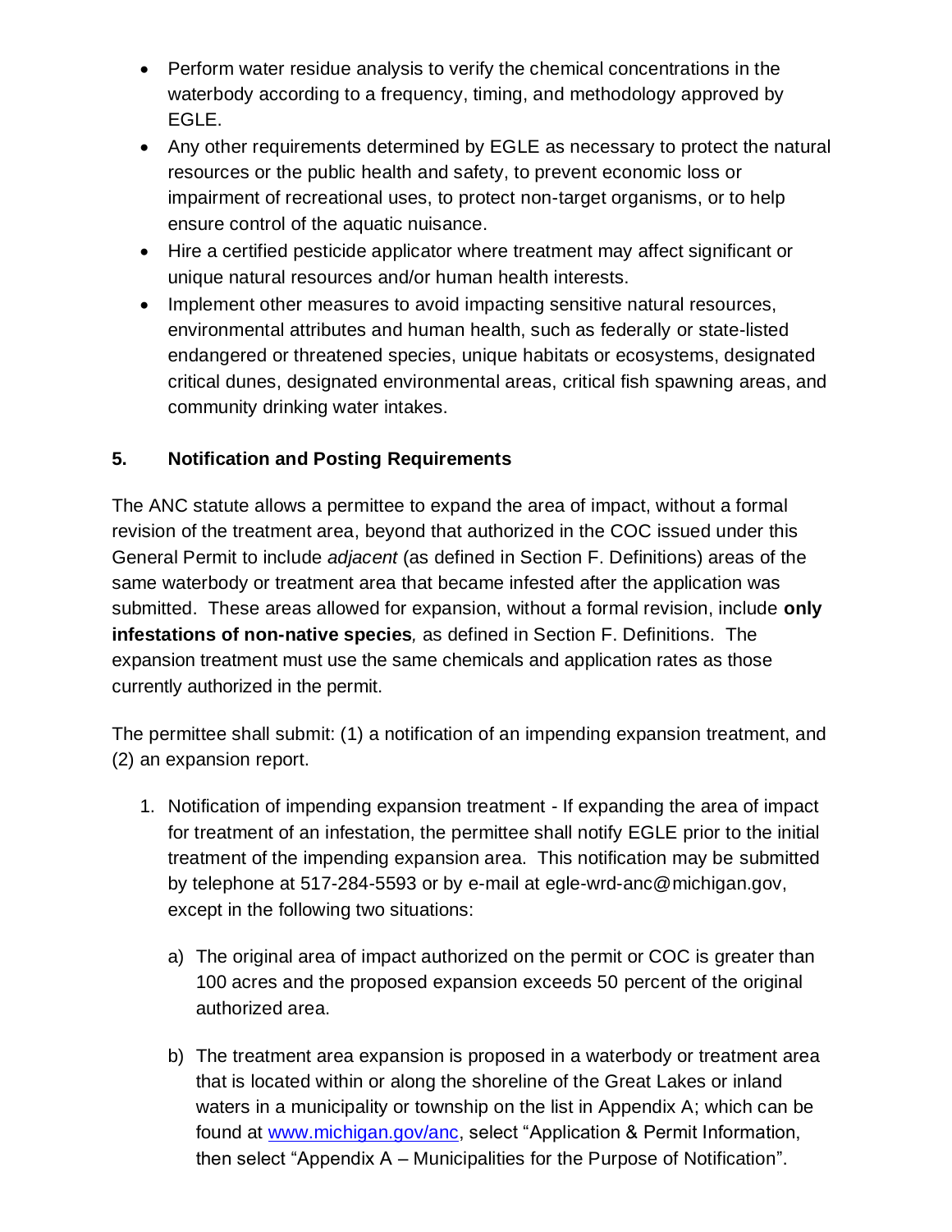- Perform water residue analysis to verify the chemical concentrations in the waterbody according to a frequency, timing, and methodology approved by EGLE.
- Any other requirements determined by EGLE as necessary to protect the natural resources or the public health and safety, to prevent economic loss or impairment of recreational uses, to protect non-target organisms, or to help ensure control of the aquatic nuisance.
- Hire a certified pesticide applicator where treatment may affect significant or unique natural resources and/or human health interests.
- Implement other measures to avoid impacting sensitive natural resources, environmental attributes and human health, such as federally or state-listed endangered or threatened species, unique habitats or ecosystems, designated critical dunes, designated environmental areas, critical fish spawning areas, and community drinking water intakes.

## 5. Notification and Posting Requirements

The ANC statute allows a permittee to expand the area of impact, without a formal revision of the treatment area, beyond that authorized in the COC issued under this General Permit to include *adjacent* (as defined in Section F. Definitions) areas of the same waterbody or treatment area that became infested after the application was submitted. These areas allowed for expansion, without a formal revision, include **only infestations of non-native species***,* as defined in Section F. Definitions. The expansion treatment must use the same chemicals and application rates as those currently authorized in the permit.

The permittee shall submit: (1) a notification of an impending expansion treatment, and (2) an expansion report.

1. Notification of impending expansion treatment - If expanding the area of impact for treatment of an infestation, the permittee shall notify EGLE prior to the initial treatment of the impending expansion area. This notification may be submitted by telephone at 517-284-5593 or by e-mail at egle-wrd-anc@michigan.gov, except in the following two situations:

   a) The original area of impact authorized on the permit or COC is greater than 100 acres and the proposed expansion exceeds 50 percent of the original authorized area.

   b) The treatment area expansion is proposed in a waterbody or treatment area that is located within or along the shoreline of the Great Lakes or inland waters in a municipality or township on the list in Appendix A; which can be found at [www.michigan.gov/anc](www.michigan.gov/anc), select "Application & Permit Information, then select "Appendix A – Municipalities for the Purpose of Notification".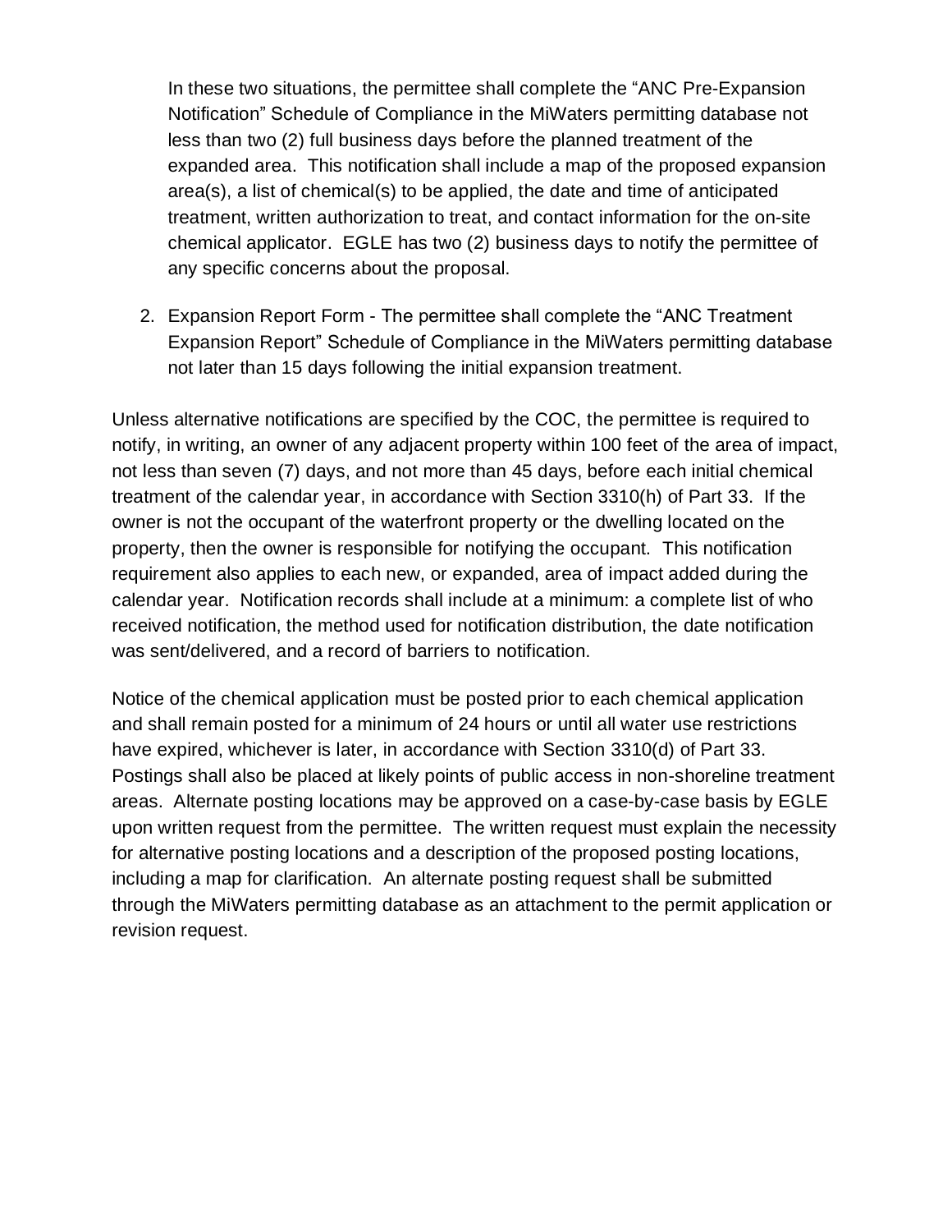In these two situations, the permittee shall complete the "ANC Pre-Expansion Notification" Schedule of Compliance in the MiWaters permitting database not less than two (2) full business days before the planned treatment of the expanded area. This notification shall include a map of the proposed expansion area(s), a list of chemical(s) to be applied, the date and time of anticipated treatment, written authorization to treat, and contact information for the on-site chemical applicator. EGLE has two (2) business days to notify the permittee of any specific concerns about the proposal.

2. Expansion Report Form - The permittee shall complete the "ANC Treatment Expansion Report" Schedule of Compliance in the MiWaters permitting database not later than 15 days following the initial expansion treatment.

Unless alternative notifications are specified by the COC, the permittee is required to notify, in writing, an owner of any adjacent property within 100 feet of the area of impact, not less than seven (7) days, and not more than 45 days, before each initial chemical treatment of the calendar year, in accordance with Section 3310(h) of Part 33. If the owner is not the occupant of the waterfront property or the dwelling located on the property, then the owner is responsible for notifying the occupant. This notification requirement also applies to each new, or expanded, area of impact added during the calendar year. Notification records shall include at a minimum: a complete list of who received notification, the method used for notification distribution, the date notification was sent/delivered, and a record of barriers to notification.

Notice of the chemical application must be posted prior to each chemical application and shall remain posted for a minimum of 24 hours or until all water use restrictions have expired, whichever is later, in accordance with Section 3310(d) of Part 33. Postings shall also be placed at likely points of public access in non-shoreline treatment areas. Alternate posting locations may be approved on a case-by-case basis by EGLE upon written request from the permittee. The written request must explain the necessity for alternative posting locations and a description of the proposed posting locations, including a map for clarification. An alternate posting request shall be submitted through the MiWaters permitting database as an attachment to the permit application or revision request.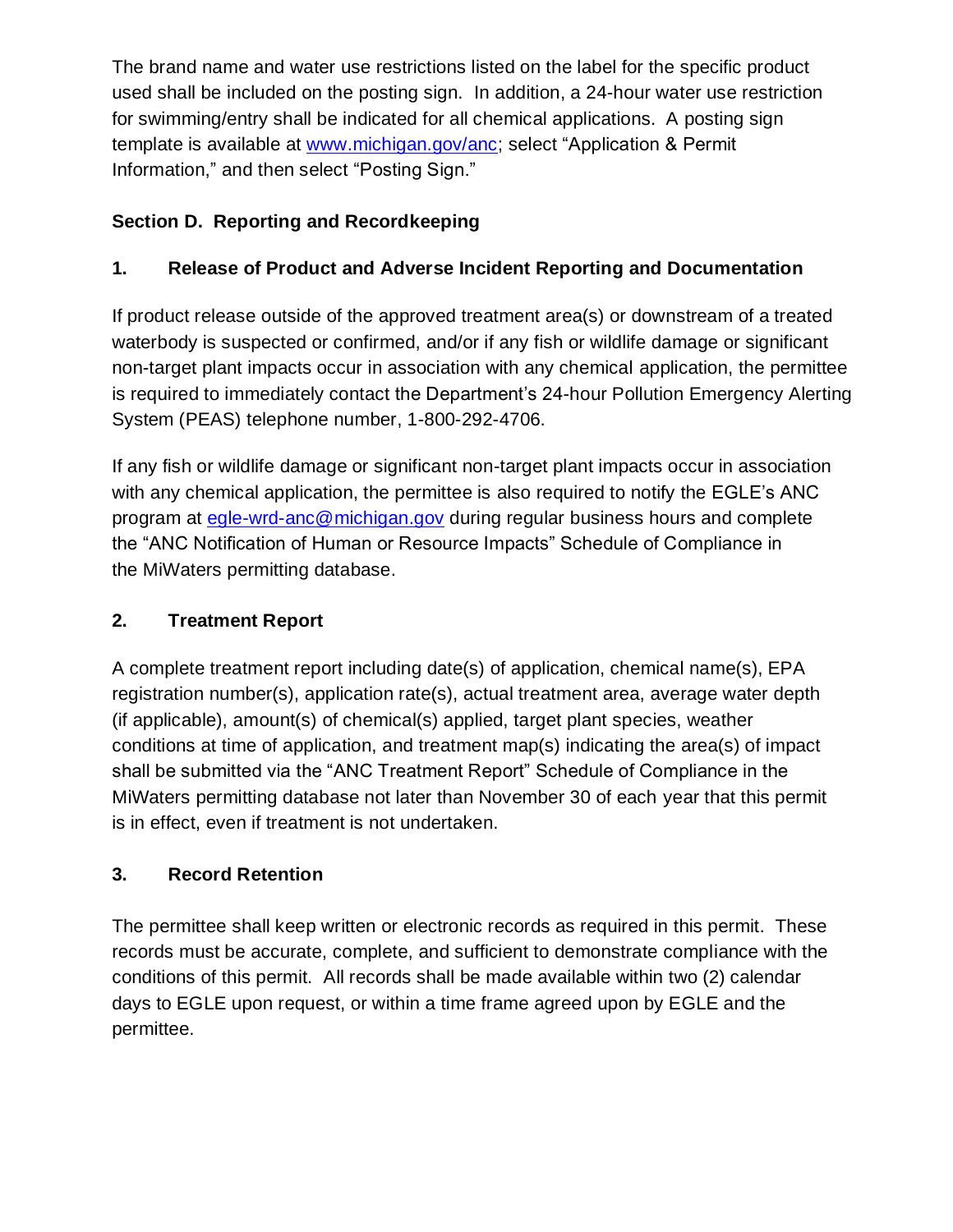The brand name and water use restrictions listed on the label for the specific product used shall be included on the posting sign. In addition, a 24-hour water use restriction for swimming/entry shall be indicated for all chemical applications. A posting sign template is available at www.michigan.gov/anc; select "Application & Permit Information," and then select "Posting Sign."

## Section D. Reporting and Recordkeeping

### 1. Release of Product and Adverse Incident Reporting and Documentation

If product release outside of the approved treatment area(s) or downstream of a treated waterbody is suspected or confirmed, and/or if any fish or wildlife damage or significant non-target plant impacts occur in association with any chemical application, the permittee is required to immediately contact the Department's 24-hour Pollution Emergency Alerting System (PEAS) telephone number, 1-800-292-4706.

If any fish or wildlife damage or significant non-target plant impacts occur in association with any chemical application, the permittee is also required to notify the EGLE's ANC program at egle-wrd-anc@michigan.gov during regular business hours and complete the "ANC Notification of Human or Resource Impacts" Schedule of Compliance in the MiWaters permitting database.

### 2. Treatment Report

A complete treatment report including date(s) of application, chemical name(s), EPA registration number(s), application rate(s), actual treatment area, average water depth (if applicable), amount(s) of chemical(s) applied, target plant species, weather conditions at time of application, and treatment map(s) indicating the area(s) of impact shall be submitted via the "ANC Treatment Report" Schedule of Compliance in the MiWaters permitting database not later than November 30 of each year that this permit is in effect, even if treatment is not undertaken.

### 3. Record Retention

The permittee shall keep written or electronic records as required in this permit. These records must be accurate, complete, and sufficient to demonstrate compliance with the conditions of this permit. All records shall be made available within two (2) calendar days to EGLE upon request, or within a time frame agreed upon by EGLE and the permittee.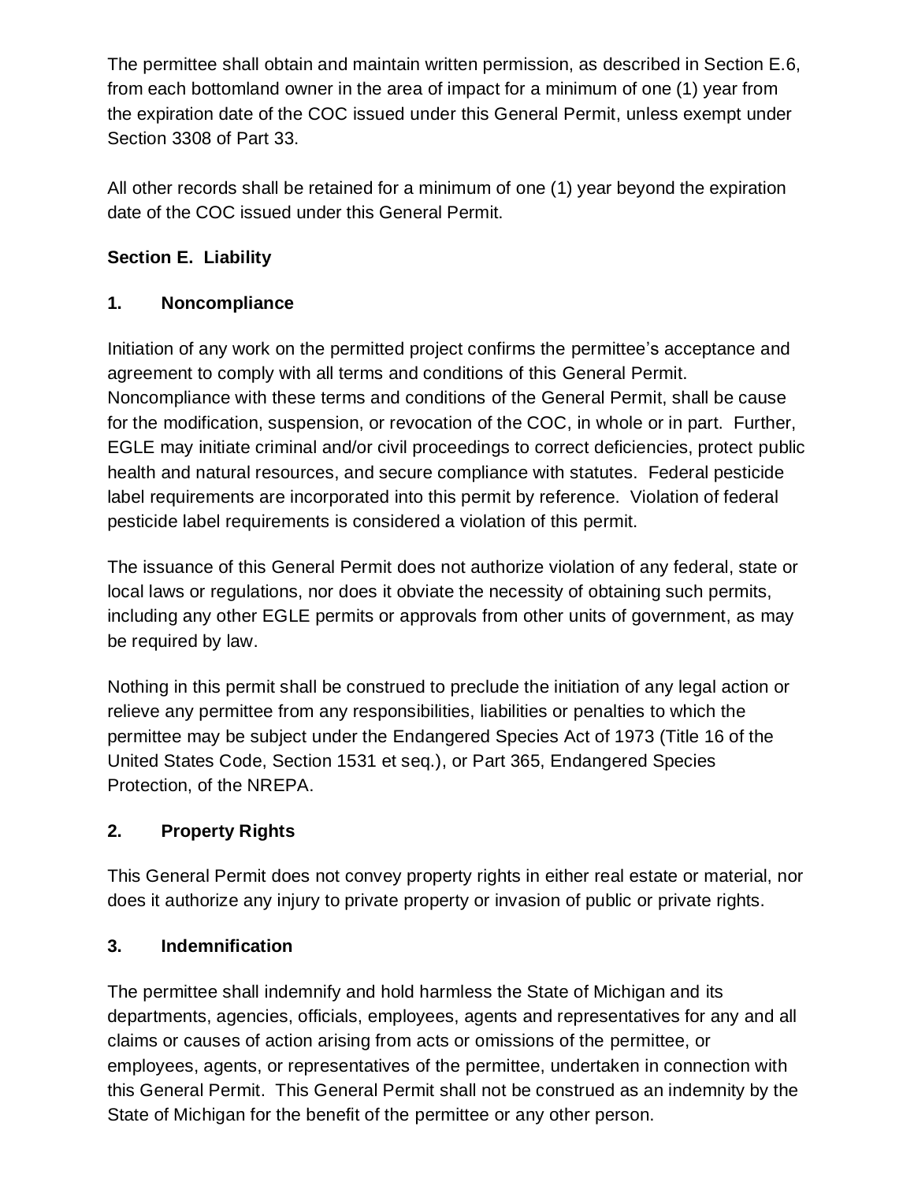The permittee shall obtain and maintain written permission, as described in Section E.6, from each bottomland owner in the area of impact for a minimum of one (1) year from the expiration date of the COC issued under this General Permit, unless exempt under Section 3308 of Part 33.

All other records shall be retained for a minimum of one (1) year beyond the expiration date of the COC issued under this General Permit.

## Section E. Liability

### 1. Noncompliance

Initiation of any work on the permitted project confirms the permittee's acceptance and agreement to comply with all terms and conditions of this General Permit. Noncompliance with these terms and conditions of the General Permit, shall be cause for the modification, suspension, or revocation of the COC, in whole or in part. Further, EGLE may initiate criminal and/or civil proceedings to correct deficiencies, protect public health and natural resources, and secure compliance with statutes. Federal pesticide label requirements are incorporated into this permit by reference. Violation of federal pesticide label requirements is considered a violation of this permit.

The issuance of this General Permit does not authorize violation of any federal, state or local laws or regulations, nor does it obviate the necessity of obtaining such permits, including any other EGLE permits or approvals from other units of government, as may be required by law.

Nothing in this permit shall be construed to preclude the initiation of any legal action or relieve any permittee from any responsibilities, liabilities or penalties to which the permittee may be subject under the Endangered Species Act of 1973 (Title 16 of the United States Code, Section 1531 et seq.), or Part 365, Endangered Species Protection, of the NREPA.

### 2. Property Rights

This General Permit does not convey property rights in either real estate or material, nor does it authorize any injury to private property or invasion of public or private rights.

### 3. Indemnification

The permittee shall indemnify and hold harmless the State of Michigan and its departments, agencies, officials, employees, agents and representatives for any and all claims or causes of action arising from acts or omissions of the permittee, or employees, agents, or representatives of the permittee, undertaken in connection with this General Permit. This General Permit shall not be construed as an indemnity by the State of Michigan for the benefit of the permittee or any other person.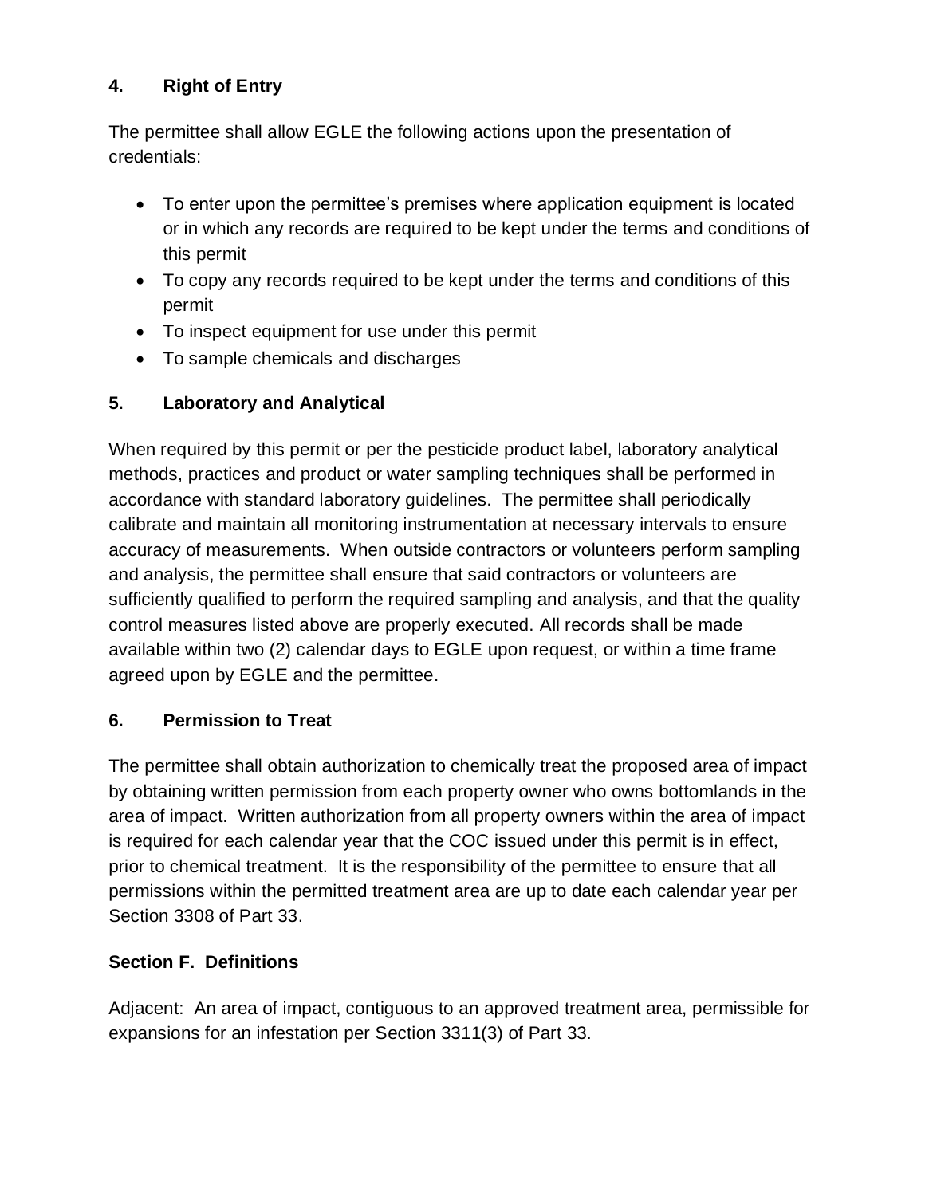### 4. Right of Entry

The permittee shall allow EGLE the following actions upon the presentation of credentials:

- To enter upon the permittee's premises where application equipment is located or in which any records are required to be kept under the terms and conditions of this permit
- To copy any records required to be kept under the terms and conditions of this permit
- To inspect equipment for use under this permit
- To sample chemicals and discharges

### 5. Laboratory and Analytical

When required by this permit or per the pesticide product label, laboratory analytical methods, practices and product or water sampling techniques shall be performed in accordance with standard laboratory guidelines. The permittee shall periodically calibrate and maintain all monitoring instrumentation at necessary intervals to ensure accuracy of measurements. When outside contractors or volunteers perform sampling and analysis, the permittee shall ensure that said contractors or volunteers are sufficiently qualified to perform the required sampling and analysis, and that the quality control measures listed above are properly executed. All records shall be made available within two (2) calendar days to EGLE upon request, or within a time frame agreed upon by EGLE and the permittee.

### 6. Permission to Treat

The permittee shall obtain authorization to chemically treat the proposed area of impact by obtaining written permission from each property owner who owns bottomlands in the area of impact. Written authorization from all property owners within the area of impact is required for each calendar year that the COC issued under this permit is in effect, prior to chemical treatment. It is the responsibility of the permittee to ensure that all permissions within the permitted treatment area are up to date each calendar year per Section 3308 of Part 33.

## Section F. Definitions

Adjacent: An area of impact, contiguous to an approved treatment area, permissible for expansions for an infestation per Section 3311(3) of Part 33.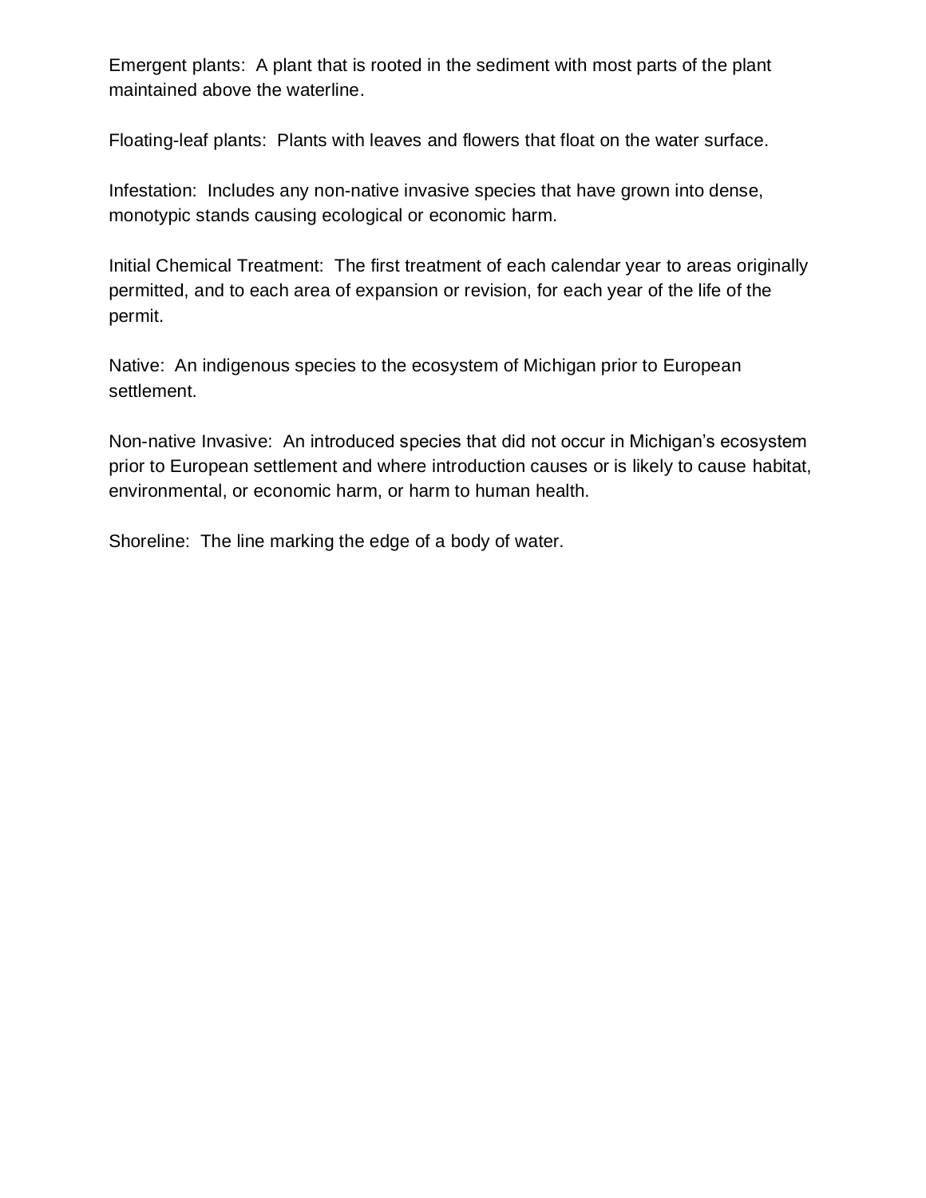Emergent plants:  A plant that is rooted in the sediment with most parts of the plant maintained above the waterline.

Floating-leaf plants:  Plants with leaves and flowers that float on the water surface.

Infestation:  Includes any non-native invasive species that have grown into dense, monotypic stands causing ecological or economic harm.

Initial Chemical Treatment:  The first treatment of each calendar year to areas originally permitted, and to each area of expansion or revision, for each year of the life of the permit.

Native:  An indigenous species to the ecosystem of Michigan prior to European settlement.

Non-native Invasive:  An introduced species that did not occur in Michigan's ecosystem prior to European settlement and where introduction causes or is likely to cause habitat, environmental, or economic harm, or harm to human health.

Shoreline:  The line marking the edge of a body of water.